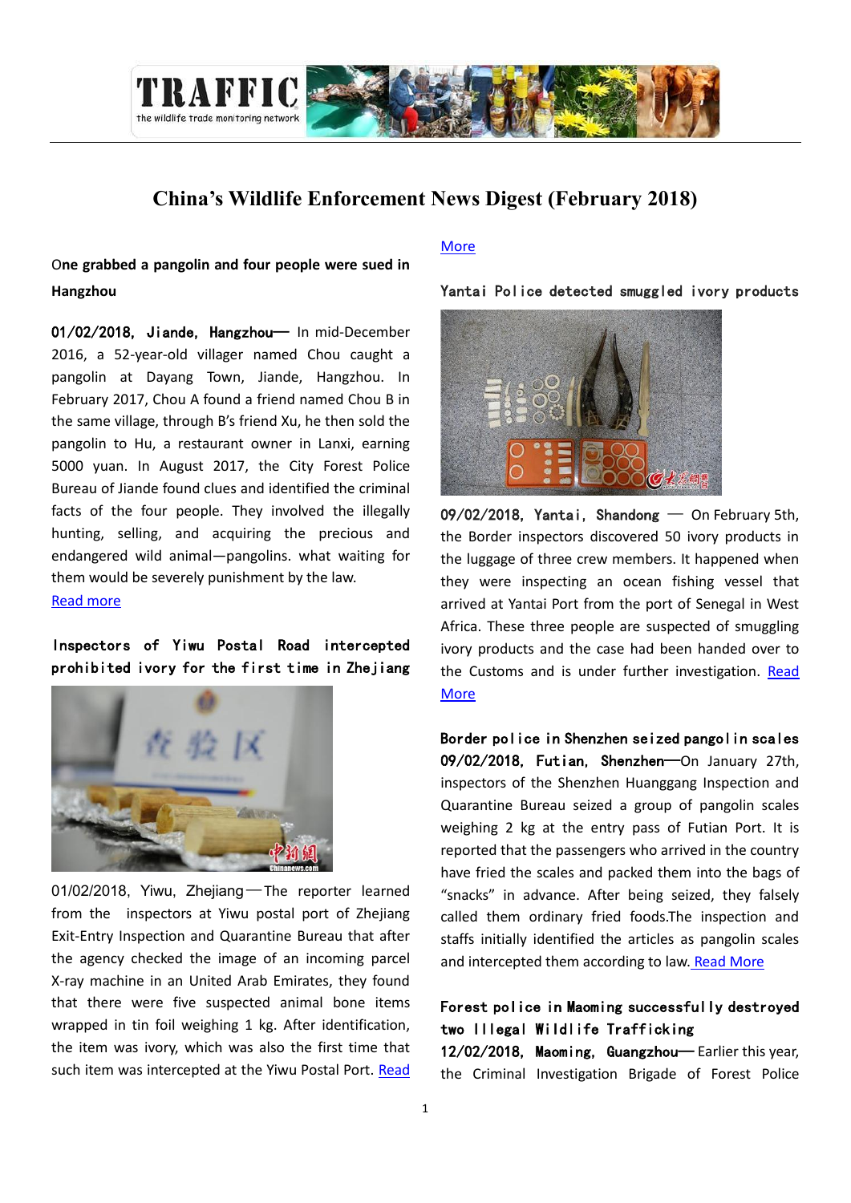# China's Wildlife Enforcement News Digest (February 2018)

**One grabbed a pangolin and four people were sued in Hangzhou**

**01/02/2018, Jiande, Hangzhou**— In mid-December 2016, a 52-year-old villager named Chou caught a pangolin at Dayang Town, Jiande, Hangzhou. In February 2017, Chou A found a friend named Chou B in the same village, through B's friend Xu, he then sold the pangolin to Hu, a restaurant owner in Lanxi, earning 5000 yuan. In August 2017, the City Forest Police Bureau of Jiande found clues and identified the criminal facts of the four people. They involved the illegally hunting, selling, and acquiring the precious and endangered wild animal—pangolins. what waiting for them would be severely punishment by the law.
Read more

**Inspectors of Yiwu Postal Road intercepted prohibited ivory for the first time in Zhejiang**

01/02/2018, Yiwu, Zhejiang—The reporter learned from the inspectors at Yiwu postal port of Zhejiang Exit-Entry Inspection and Quarantine Bureau that after the agency checked the image of an incoming parcel X-ray machine in an United Arab Emirates, they found that there were five suspected animal bone items wrapped in tin foil weighing 1 kg. After identification, the item was ivory, which was also the first time that such item was intercepted at the Yiwu Postal Port. Read More

**Yantai Police detected smuggled ivory products**

**09/02/2018, Yantai, Shandong** — On February 5th, the Border inspectors discovered 50 ivory products in the luggage of three crew members. It happened when they were inspecting an ocean fishing vessel that arrived at Yantai Port from the port of Senegal in West Africa. These three people are suspected of smuggling ivory products and the case had been handed over to the Customs and is under further investigation. Read More

**Border police in Shenzhen seized pangolin scales**

**09/02/2018, Futian, Shenzhen**—On January 27th, inspectors of the Shenzhen Huanggang Inspection and Quarantine Bureau seized a group of pangolin scales weighing 2 kg at the entry pass of Futian Port. It is reported that the passengers who arrived in the country have fried the scales and packed them into the bags of "snacks" in advance. After being seized, they falsely called them ordinary fried foods.The inspection and staffs initially identified the articles as pangolin scales and intercepted them according to law. Read More

**Forest police in Maoming successfully destroyed two Illegal Wildlife Trafficking**

**12/02/2018, Maoming, Guangzhou**— Earlier this year, the Criminal Investigation Brigade of Forest Police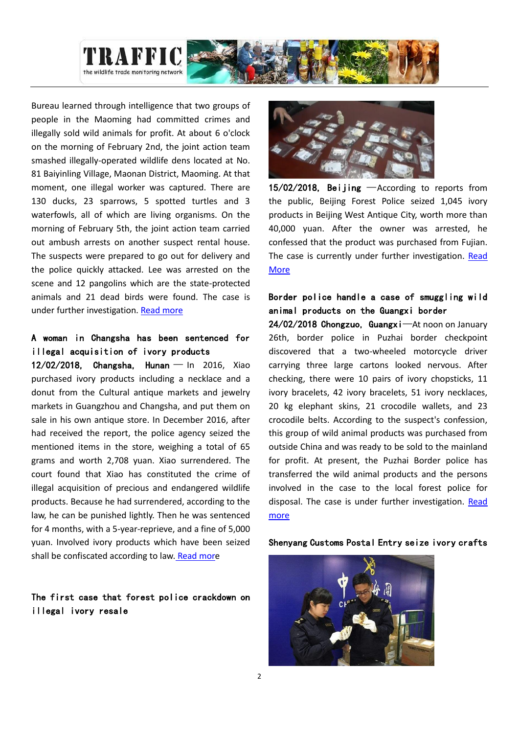Bureau learned through intelligence that two groups of people in the Maoming had committed crimes and illegally sold wild animals for profit. At about 6 o'clock on the morning of February 2nd, the joint action team smashed illegally-operated wildlife dens located at No. 81 Baiyinling Village, Maonan District, Maoming. At that moment, one illegal worker was captured. There are 130 ducks, 23 sparrows, 5 spotted turtles and 3 waterfowls, all of which are living organisms. On the morning of February 5th, the joint action team carried out ambush arrests on another suspect rental house. The suspects were prepared to go out for delivery and the police quickly attacked. Lee was arrested on the scene and 12 pangolins which are the state-protected animals and 21 dead birds were found. The case is under further investigation. Read more

### A woman in Changsha has been sentenced for illegal acquisition of ivory products

**12/02/2018, Changsha, Hunan** — In 2016, Xiao purchased ivory products including a necklace and a donut from the Cultural antique markets and jewelry markets in Guangzhou and Changsha, and put them on sale in his own antique store. In December 2016, after had received the report, the police agency seized the mentioned items in the store, weighing a total of 65 grams and worth 2,708 yuan. Xiao surrendered. The court found that Xiao has constituted the crime of illegal acquisition of precious and endangered wildlife products. Because he had surrendered, according to the law, he can be punished lightly. Then he was sentenced for 4 months, with a 5-year-reprieve, and a fine of 5,000 yuan. Involved ivory products which have been seized shall be confiscated according to law. Read more

### The first case that forest police crackdown on illegal ivory resale

**15/02/2018, Beijing** —According to reports from the public, Beijing Forest Police seized 1,045 ivory products in Beijing West Antique City, worth more than 40,000 yuan. After the owner was arrested, he confessed that the product was purchased from Fujian. The case is currently under further investigation. Read More

### Border police handle a case of smuggling wild animal products on the Guangxi border

**24/02/2018 Chongzuo, Guangxi**—At noon on January 26th, border police in Puzhai border checkpoint discovered that a two-wheeled motorcycle driver carrying three large cartons looked nervous. After checking, there were 10 pairs of ivory chopsticks, 11 ivory bracelets, 42 ivory bracelets, 51 ivory necklaces, 20 kg elephant skins, 21 crocodile wallets, and 23 crocodile belts. According to the suspect's confession, this group of wild animal products was purchased from outside China and was ready to be sold to the mainland for profit. At present, the Puzhai Border police has transferred the wild animal products and the persons involved in the case to the local forest police for disposal. The case is under further investigation. Read more

### Shenyang Customs Postal Entry seize ivory crafts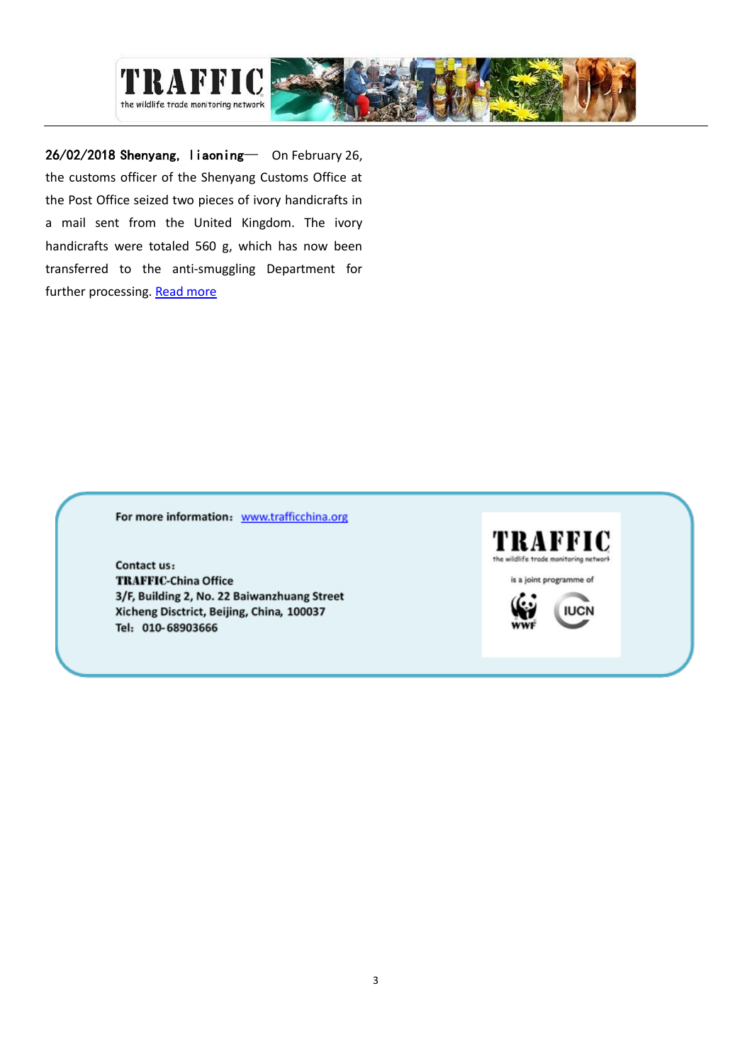**26/02/2018 Shenyang, liaoning**— On February 26, the customs officer of the Shenyang Customs Office at the Post Office seized two pieces of ivory handicrafts in a mail sent from the United Kingdom. The ivory handicrafts were totaled 560 g, which has now been transferred to the anti-smuggling Department for further processing. Read more

**For more information：** www.trafficchina.org

**Contact us：**
**TRAFFIC-China Office**
**3/F, Building 2, No. 22 Baiwanzhuang Street**
**Xicheng Disctrict, Beijing, China, 100037**
**Tel：010-68903666**

TRAFFIC
the wildlife trade monitoring network
is a joint programme of
WWF
IUCN